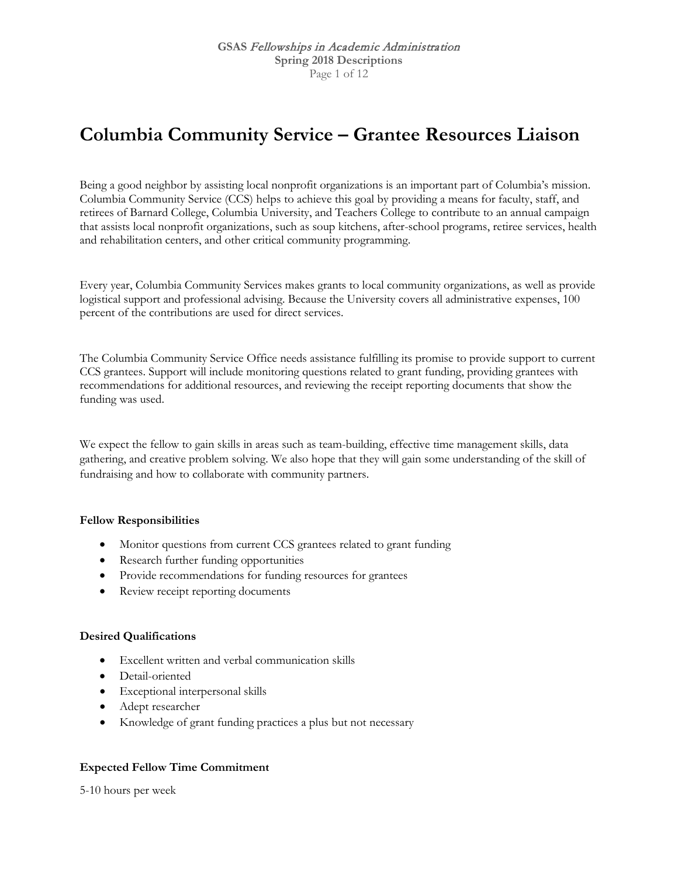# Columbia Community Service – Grantee Resources Liaison

Being a good neighbor by assisting local nonprofit organizations is an important part of Columbia's mission. Columbia Community Service (CCS) helps to achieve this goal by providing a means for faculty, staff, and retirees of Barnard College, Columbia University, and Teachers College to contribute to an annual campaign that assists local nonprofit organizations, such as soup kitchens, after-school programs, retiree services, health and rehabilitation centers, and other critical community programming.

Every year, Columbia Community Services makes grants to local community organizations, as well as provide logistical support and professional advising. Because the University covers all administrative expenses, 100 percent of the contributions are used for direct services.

The Columbia Community Service Office needs assistance fulfilling its promise to provide support to current CCS grantees. Support will include monitoring questions related to grant funding, providing grantees with recommendations for additional resources, and reviewing the receipt reporting documents that show the funding was used.

We expect the fellow to gain skills in areas such as team-building, effective time management skills, data gathering, and creative problem solving. We also hope that they will gain some understanding of the skill of fundraising and how to collaborate with community partners.

**Fellow Responsibilities**

- Monitor questions from current CCS grantees related to grant funding
- Research further funding opportunities
- Provide recommendations for funding resources for grantees
- Review receipt reporting documents

**Desired Qualifications**

- Excellent written and verbal communication skills
- Detail-oriented
- Exceptional interpersonal skills
- Adept researcher
- Knowledge of grant funding practices a plus but not necessary

**Expected Fellow Time Commitment**

5-10 hours per week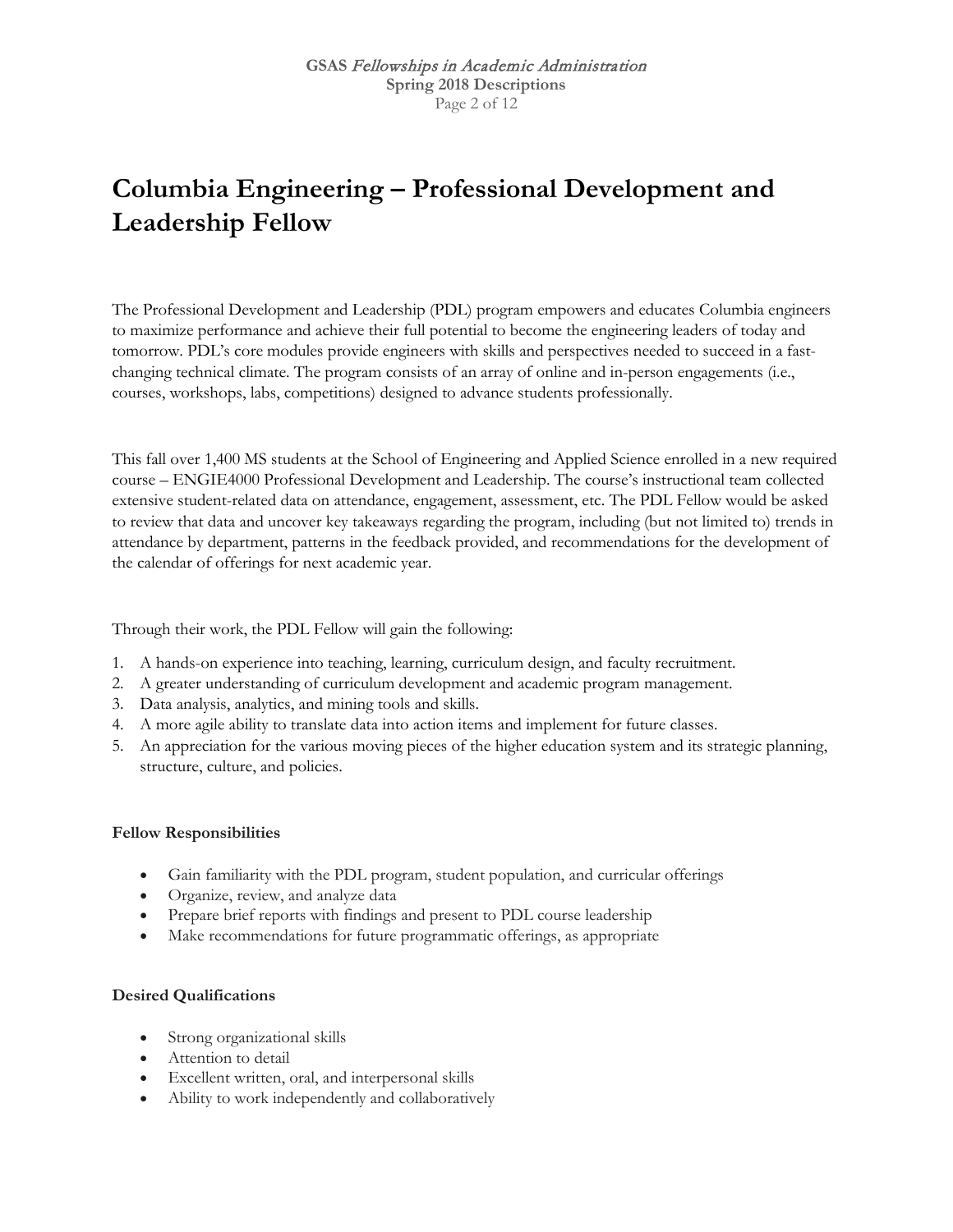# Columbia Engineering – Professional Development and Leadership Fellow

The Professional Development and Leadership (PDL) program empowers and educates Columbia engineers to maximize performance and achieve their full potential to become the engineering leaders of today and tomorrow. PDL's core modules provide engineers with skills and perspectives needed to succeed in a fast-changing technical climate. The program consists of an array of online and in-person engagements (i.e., courses, workshops, labs, competitions) designed to advance students professionally.

This fall over 1,400 MS students at the School of Engineering and Applied Science enrolled in a new required course – ENGIE4000 Professional Development and Leadership. The course's instructional team collected extensive student-related data on attendance, engagement, assessment, etc. The PDL Fellow would be asked to review that data and uncover key takeaways regarding the program, including (but not limited to) trends in attendance by department, patterns in the feedback provided, and recommendations for the development of the calendar of offerings for next academic year.

Through their work, the PDL Fellow will gain the following:

1. A hands-on experience into teaching, learning, curriculum design, and faculty recruitment.
2. A greater understanding of curriculum development and academic program management.
3. Data analysis, analytics, and mining tools and skills.
4. A more agile ability to translate data into action items and implement for future classes.
5. An appreciation for the various moving pieces of the higher education system and its strategic planning, structure, culture, and policies.

**Fellow Responsibilities**

- Gain familiarity with the PDL program, student population, and curricular offerings
- Organize, review, and analyze data
- Prepare brief reports with findings and present to PDL course leadership
- Make recommendations for future programmatic offerings, as appropriate

**Desired Qualifications**

- Strong organizational skills
- Attention to detail
- Excellent written, oral, and interpersonal skills
- Ability to work independently and collaboratively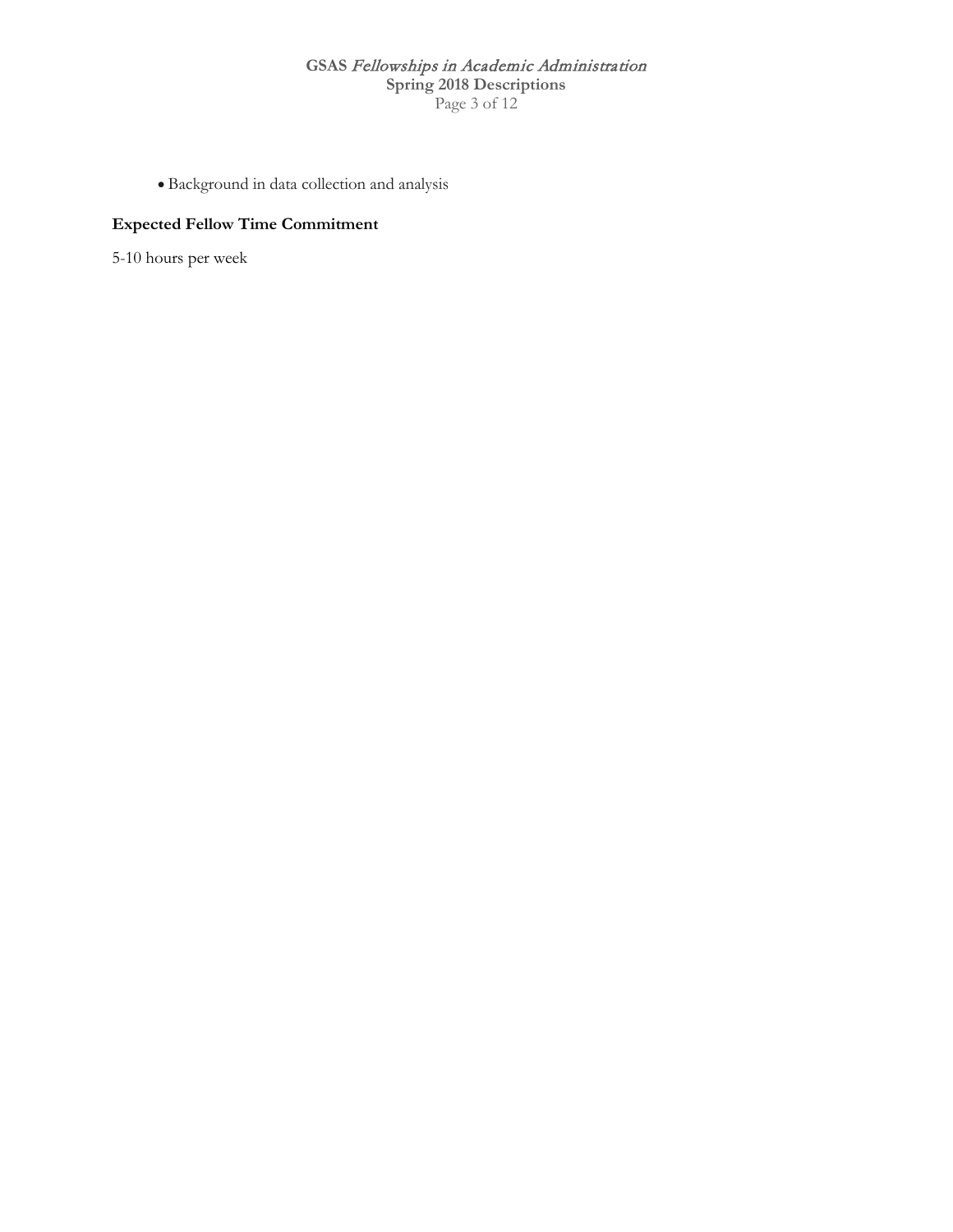- Background in data collection and analysis

### Expected Fellow Time Commitment

5-10 hours per week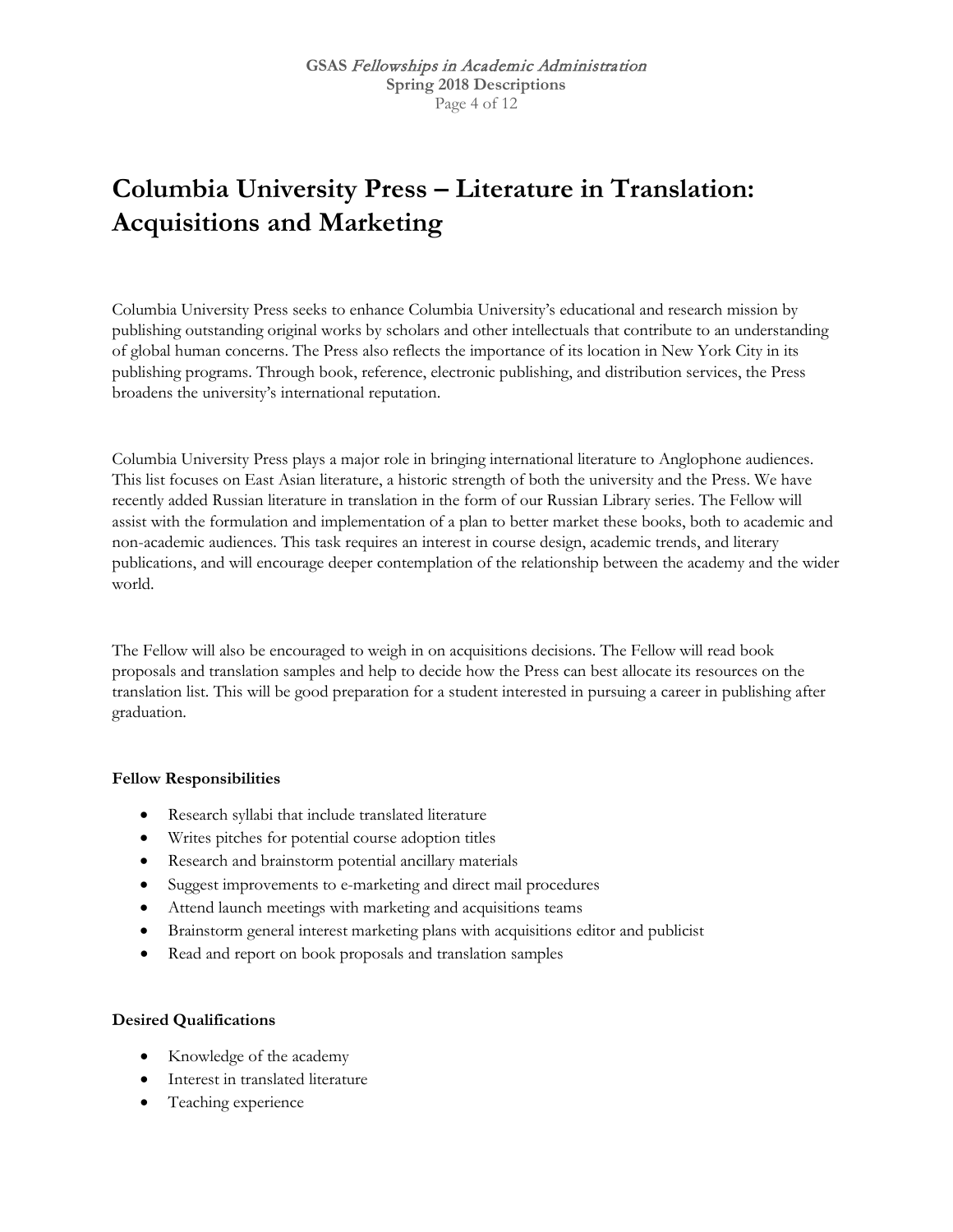# Columbia University Press – Literature in Translation: Acquisitions and Marketing

Columbia University Press seeks to enhance Columbia University's educational and research mission by publishing outstanding original works by scholars and other intellectuals that contribute to an understanding of global human concerns. The Press also reflects the importance of its location in New York City in its publishing programs. Through book, reference, electronic publishing, and distribution services, the Press broadens the university's international reputation.

Columbia University Press plays a major role in bringing international literature to Anglophone audiences. This list focuses on East Asian literature, a historic strength of both the university and the Press. We have recently added Russian literature in translation in the form of our Russian Library series. The Fellow will assist with the formulation and implementation of a plan to better market these books, both to academic and non-academic audiences. This task requires an interest in course design, academic trends, and literary publications, and will encourage deeper contemplation of the relationship between the academy and the wider world.

The Fellow will also be encouraged to weigh in on acquisitions decisions. The Fellow will read book proposals and translation samples and help to decide how the Press can best allocate its resources on the translation list. This will be good preparation for a student interested in pursuing a career in publishing after graduation.

**Fellow Responsibilities**

- Research syllabi that include translated literature
- Writes pitches for potential course adoption titles
- Research and brainstorm potential ancillary materials
- Suggest improvements to e-marketing and direct mail procedures
- Attend launch meetings with marketing and acquisitions teams
- Brainstorm general interest marketing plans with acquisitions editor and publicist
- Read and report on book proposals and translation samples

**Desired Qualifications**

- Knowledge of the academy
- Interest in translated literature
- Teaching experience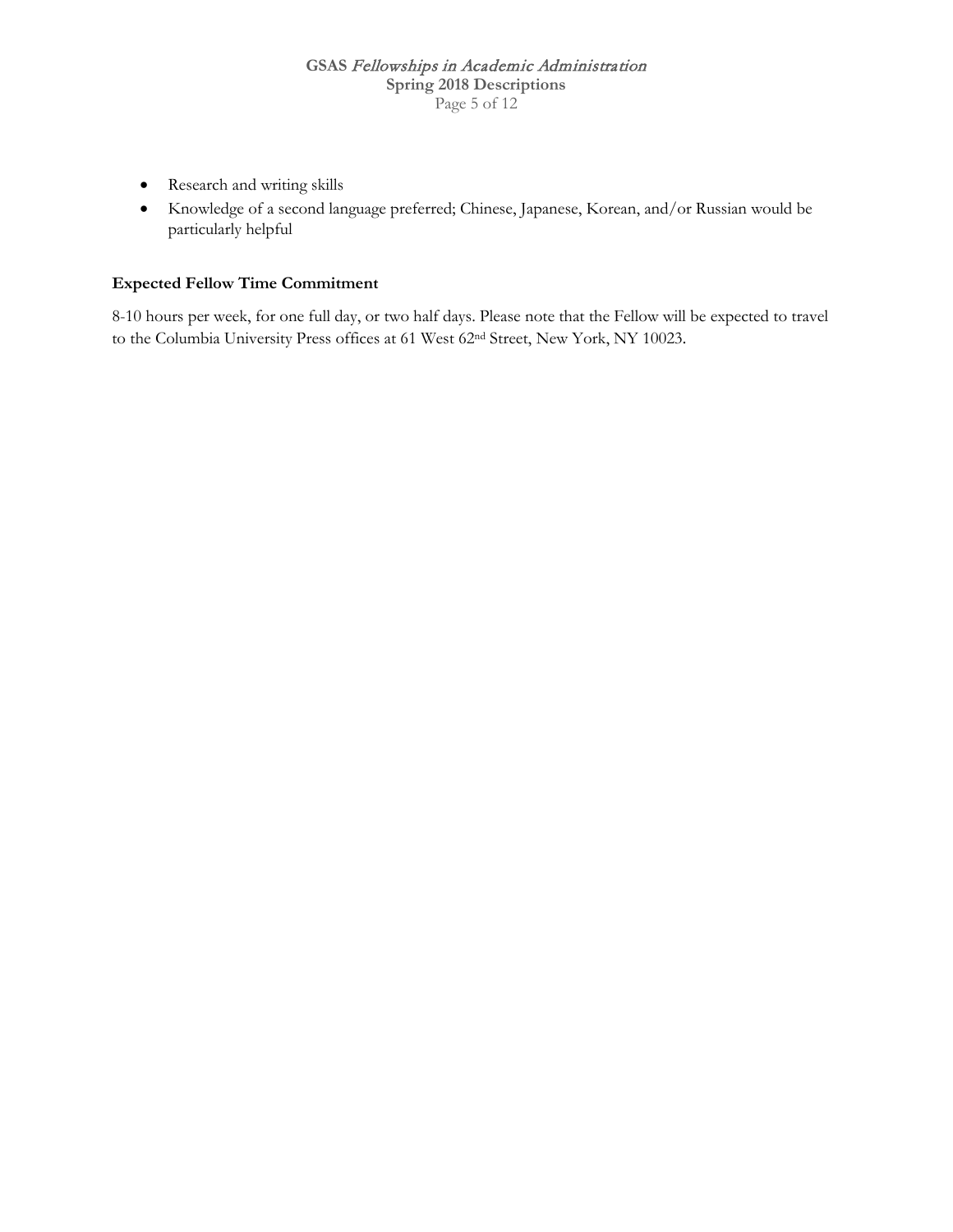- Research and writing skills
- Knowledge of a second language preferred; Chinese, Japanese, Korean, and/or Russian would be particularly helpful

### Expected Fellow Time Commitment

8-10 hours per week, for one full day, or two half days. Please note that the Fellow will be expected to travel to the Columbia University Press offices at 61 West 62nd Street, New York, NY 10023.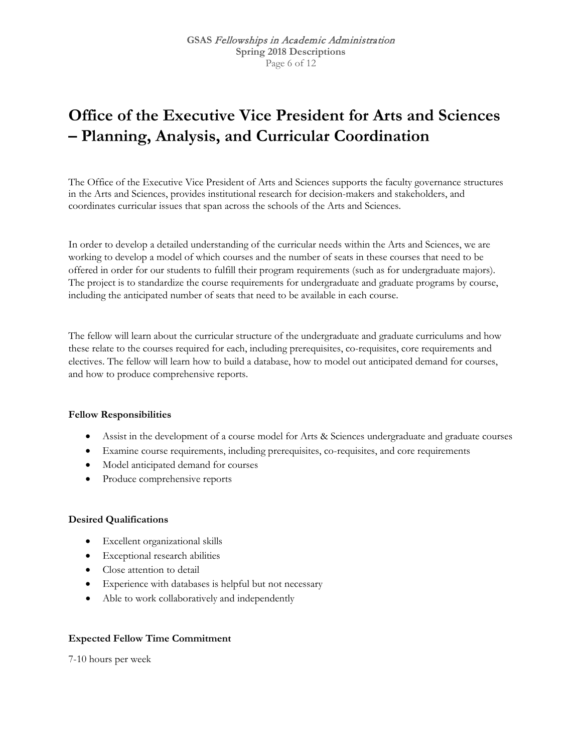# Office of the Executive Vice President for Arts and Sciences – Planning, Analysis, and Curricular Coordination

The Office of the Executive Vice President of Arts and Sciences supports the faculty governance structures in the Arts and Sciences, provides institutional research for decision-makers and stakeholders, and coordinates curricular issues that span across the schools of the Arts and Sciences.

In order to develop a detailed understanding of the curricular needs within the Arts and Sciences, we are working to develop a model of which courses and the number of seats in these courses that need to be offered in order for our students to fulfill their program requirements (such as for undergraduate majors). The project is to standardize the course requirements for undergraduate and graduate programs by course, including the anticipated number of seats that need to be available in each course.

The fellow will learn about the curricular structure of the undergraduate and graduate curriculums and how these relate to the courses required for each, including prerequisites, co-requisites, core requirements and electives. The fellow will learn how to build a database, how to model out anticipated demand for courses, and how to produce comprehensive reports.

**Fellow Responsibilities**

- Assist in the development of a course model for Arts & Sciences undergraduate and graduate courses
- Examine course requirements, including prerequisites, co-requisites, and core requirements
- Model anticipated demand for courses
- Produce comprehensive reports

**Desired Qualifications**

- Excellent organizational skills
- Exceptional research abilities
- Close attention to detail
- Experience with databases is helpful but not necessary
- Able to work collaboratively and independently

**Expected Fellow Time Commitment**

7-10 hours per week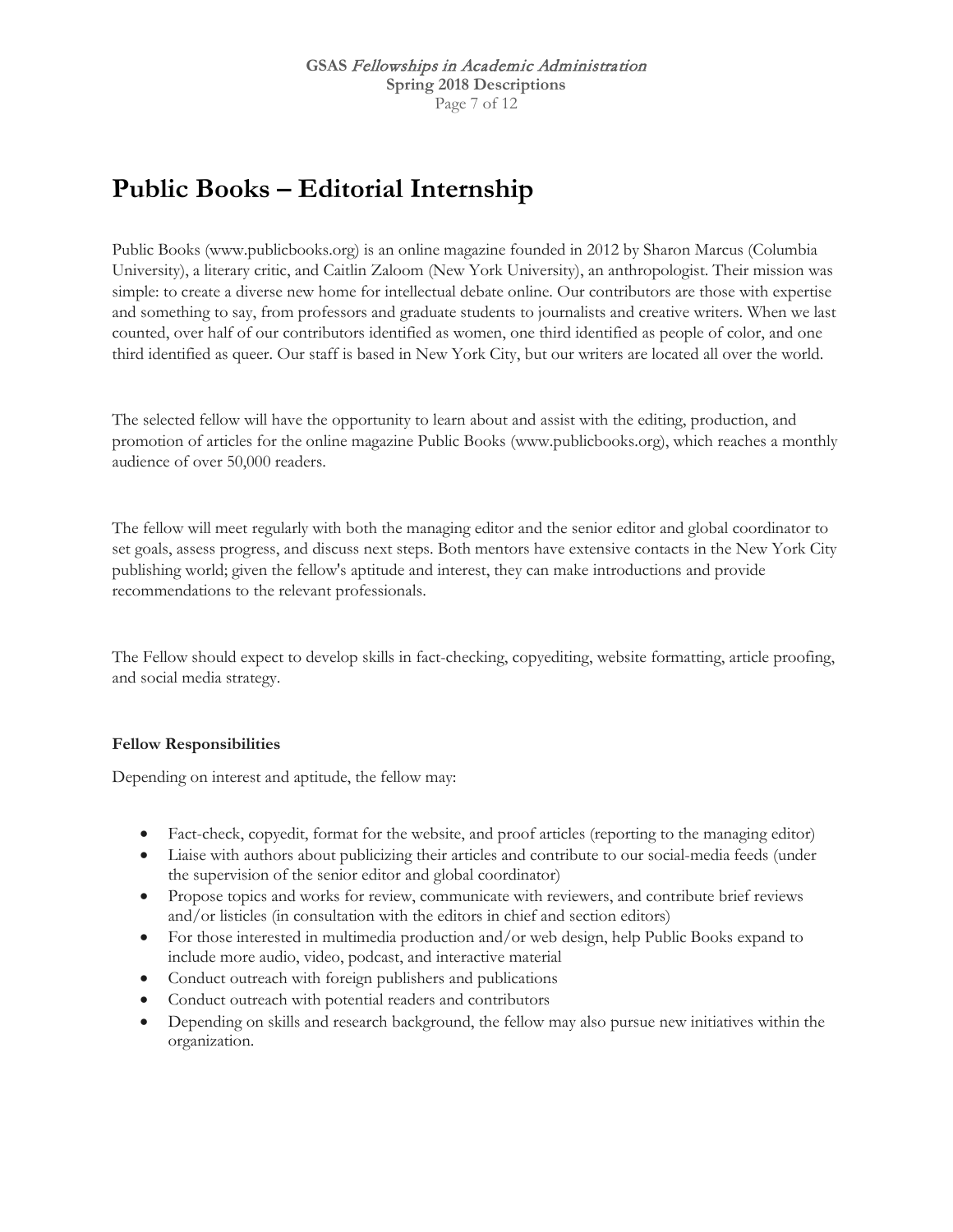# Public Books – Editorial Internship

Public Books (www.publicbooks.org) is an online magazine founded in 2012 by Sharon Marcus (Columbia University), a literary critic, and Caitlin Zaloom (New York University), an anthropologist. Their mission was simple: to create a diverse new home for intellectual debate online. Our contributors are those with expertise and something to say, from professors and graduate students to journalists and creative writers. When we last counted, over half of our contributors identified as women, one third identified as people of color, and one third identified as queer. Our staff is based in New York City, but our writers are located all over the world.

The selected fellow will have the opportunity to learn about and assist with the editing, production, and promotion of articles for the online magazine Public Books (www.publicbooks.org), which reaches a monthly audience of over 50,000 readers.

The fellow will meet regularly with both the managing editor and the senior editor and global coordinator to set goals, assess progress, and discuss next steps. Both mentors have extensive contacts in the New York City publishing world; given the fellow's aptitude and interest, they can make introductions and provide recommendations to the relevant professionals.

The Fellow should expect to develop skills in fact-checking, copyediting, website formatting, article proofing, and social media strategy.

**Fellow Responsibilities**

Depending on interest and aptitude, the fellow may:

- Fact-check, copyedit, format for the website, and proof articles (reporting to the managing editor)
- Liaise with authors about publicizing their articles and contribute to our social-media feeds (under the supervision of the senior editor and global coordinator)
- Propose topics and works for review, communicate with reviewers, and contribute brief reviews and/or listicles (in consultation with the editors in chief and section editors)
- For those interested in multimedia production and/or web design, help Public Books expand to include more audio, video, podcast, and interactive material
- Conduct outreach with foreign publishers and publications
- Conduct outreach with potential readers and contributors
- Depending on skills and research background, the fellow may also pursue new initiatives within the organization.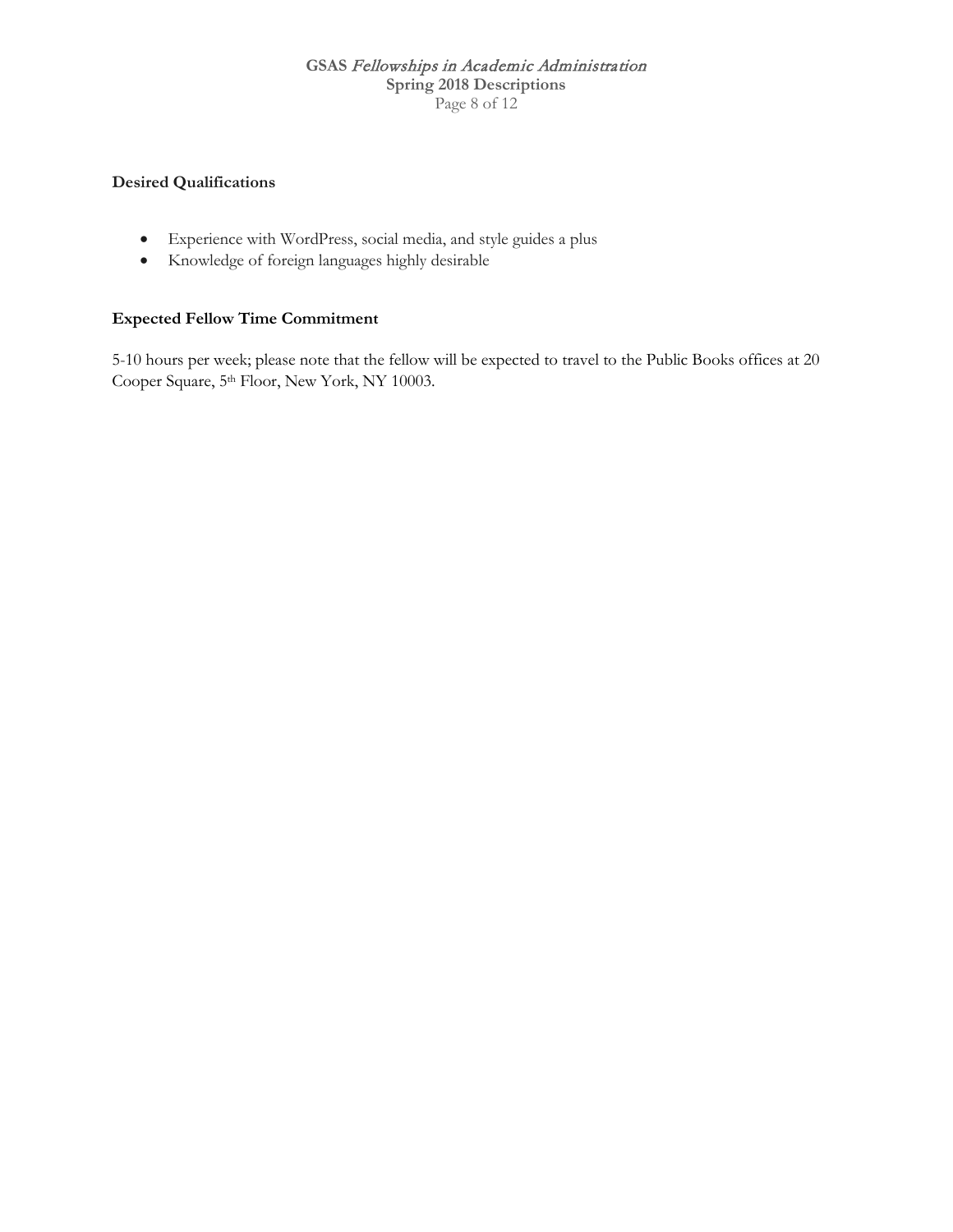**Desired Qualifications**

- Experience with WordPress, social media, and style guides a plus
- Knowledge of foreign languages highly desirable

**Expected Fellow Time Commitment**

5-10 hours per week; please note that the fellow will be expected to travel to the Public Books offices at 20 Cooper Square, 5th Floor, New York, NY 10003.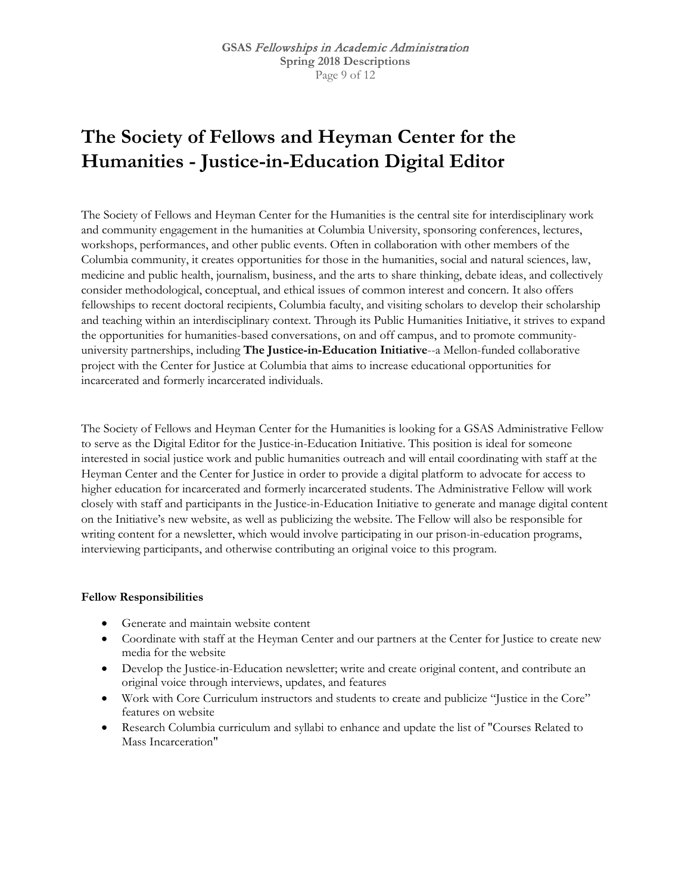# The Society of Fellows and Heyman Center for the Humanities - Justice-in-Education Digital Editor

The Society of Fellows and Heyman Center for the Humanities is the central site for interdisciplinary work and community engagement in the humanities at Columbia University, sponsoring conferences, lectures, workshops, performances, and other public events. Often in collaboration with other members of the Columbia community, it creates opportunities for those in the humanities, social and natural sciences, law, medicine and public health, journalism, business, and the arts to share thinking, debate ideas, and collectively consider methodological, conceptual, and ethical issues of common interest and concern. It also offers fellowships to recent doctoral recipients, Columbia faculty, and visiting scholars to develop their scholarship and teaching within an interdisciplinary context. Through its Public Humanities Initiative, it strives to expand the opportunities for humanities-based conversations, on and off campus, and to promote community-university partnerships, including **The Justice-in-Education Initiative**--a Mellon-funded collaborative project with the Center for Justice at Columbia that aims to increase educational opportunities for incarcerated and formerly incarcerated individuals.

The Society of Fellows and Heyman Center for the Humanities is looking for a GSAS Administrative Fellow to serve as the Digital Editor for the Justice-in-Education Initiative. This position is ideal for someone interested in social justice work and public humanities outreach and will entail coordinating with staff at the Heyman Center and the Center for Justice in order to provide a digital platform to advocate for access to higher education for incarcerated and formerly incarcerated students. The Administrative Fellow will work closely with staff and participants in the Justice-in-Education Initiative to generate and manage digital content on the Initiative's new website, as well as publicizing the website. The Fellow will also be responsible for writing content for a newsletter, which would involve participating in our prison-in-education programs, interviewing participants, and otherwise contributing an original voice to this program.

**Fellow Responsibilities**

- Generate and maintain website content
- Coordinate with staff at the Heyman Center and our partners at the Center for Justice to create new media for the website
- Develop the Justice-in-Education newsletter; write and create original content, and contribute an original voice through interviews, updates, and features
- Work with Core Curriculum instructors and students to create and publicize "Justice in the Core" features on website
- Research Columbia curriculum and syllabi to enhance and update the list of "Courses Related to Mass Incarceration"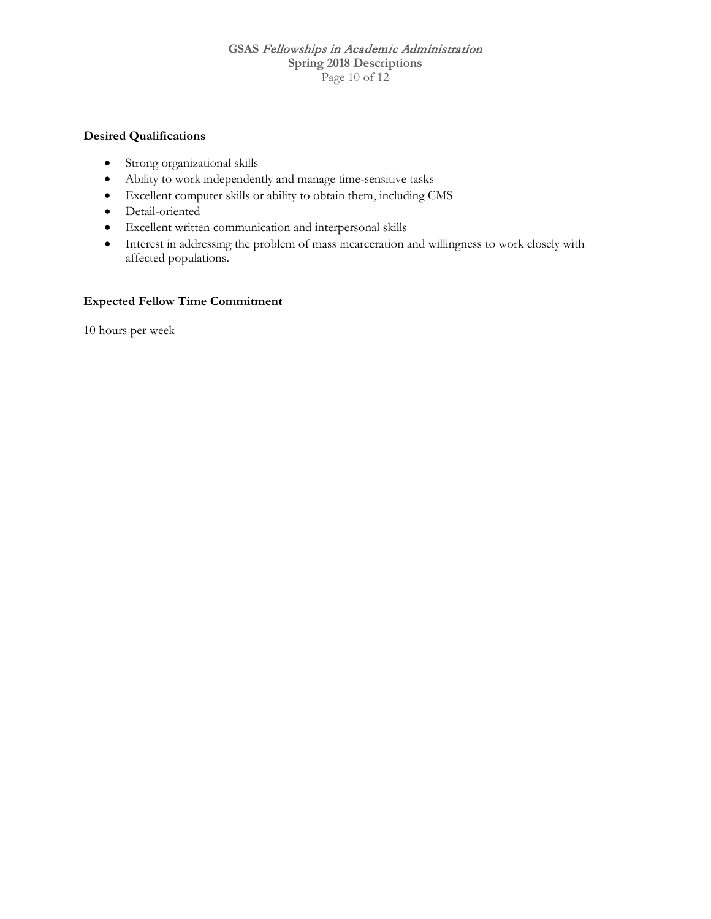### Desired Qualifications

- Strong organizational skills
- Ability to work independently and manage time-sensitive tasks
- Excellent computer skills or ability to obtain them, including CMS
- Detail-oriented
- Excellent written communication and interpersonal skills
- Interest in addressing the problem of mass incarceration and willingness to work closely with affected populations.

### Expected Fellow Time Commitment

10 hours per week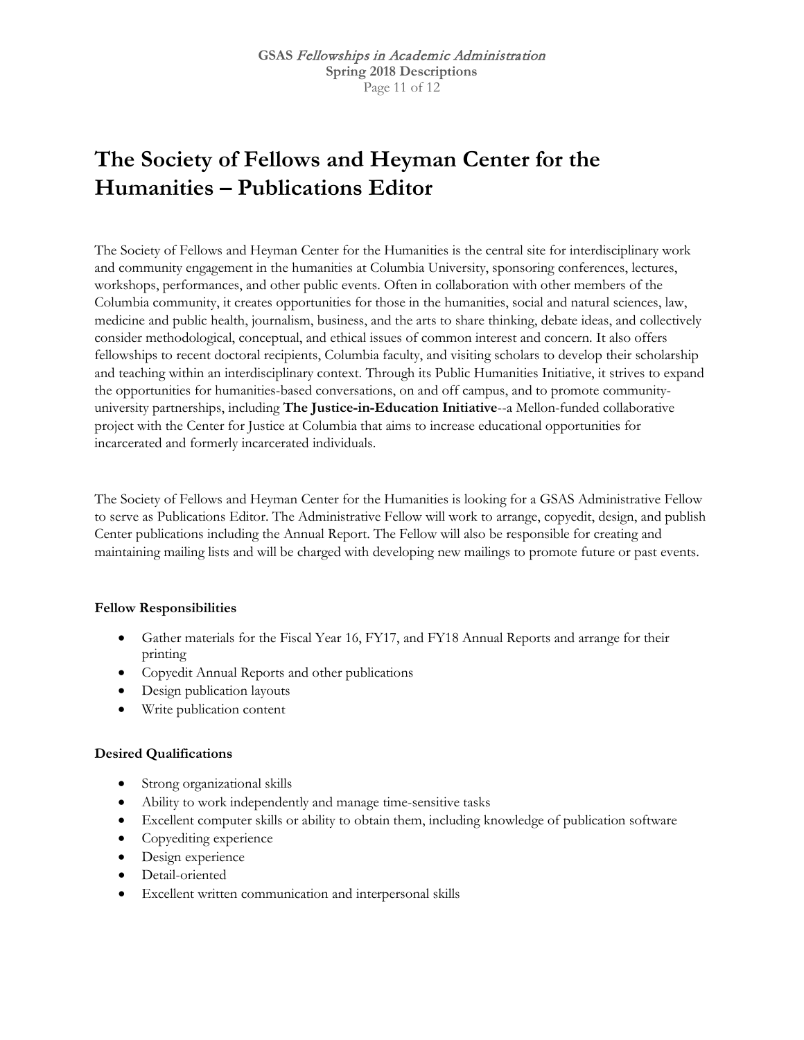# The Society of Fellows and Heyman Center for the Humanities – Publications Editor

The Society of Fellows and Heyman Center for the Humanities is the central site for interdisciplinary work and community engagement in the humanities at Columbia University, sponsoring conferences, lectures, workshops, performances, and other public events. Often in collaboration with other members of the Columbia community, it creates opportunities for those in the humanities, social and natural sciences, law, medicine and public health, journalism, business, and the arts to share thinking, debate ideas, and collectively consider methodological, conceptual, and ethical issues of common interest and concern. It also offers fellowships to recent doctoral recipients, Columbia faculty, and visiting scholars to develop their scholarship and teaching within an interdisciplinary context. Through its Public Humanities Initiative, it strives to expand the opportunities for humanities-based conversations, on and off campus, and to promote community-university partnerships, including **The Justice-in-Education Initiative**--a Mellon-funded collaborative project with the Center for Justice at Columbia that aims to increase educational opportunities for incarcerated and formerly incarcerated individuals.

The Society of Fellows and Heyman Center for the Humanities is looking for a GSAS Administrative Fellow to serve as Publications Editor. The Administrative Fellow will work to arrange, copyedit, design, and publish Center publications including the Annual Report. The Fellow will also be responsible for creating and maintaining mailing lists and will be charged with developing new mailings to promote future or past events.

**Fellow Responsibilities**

- Gather materials for the Fiscal Year 16, FY17, and FY18 Annual Reports and arrange for their printing
- Copyedit Annual Reports and other publications
- Design publication layouts
- Write publication content

**Desired Qualifications**

- Strong organizational skills
- Ability to work independently and manage time-sensitive tasks
- Excellent computer skills or ability to obtain them, including knowledge of publication software
- Copyediting experience
- Design experience
- Detail-oriented
- Excellent written communication and interpersonal skills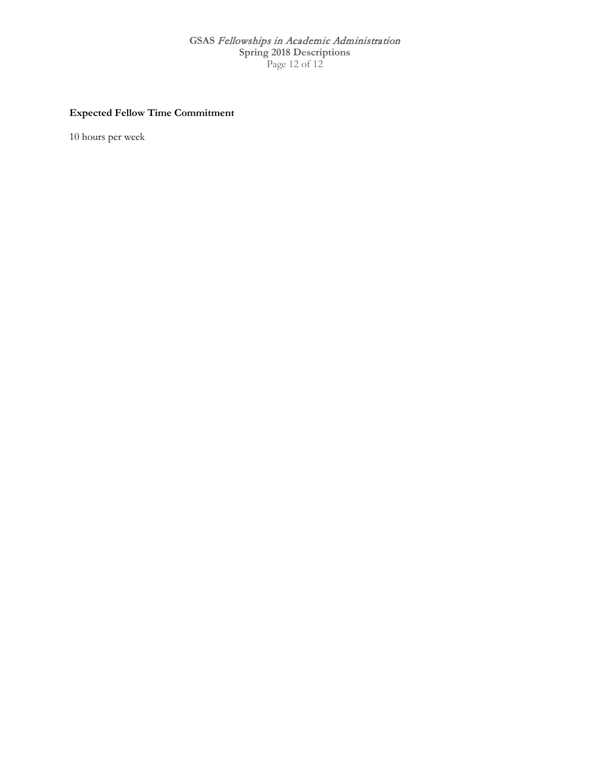**Expected Fellow Time Commitment**

10 hours per week